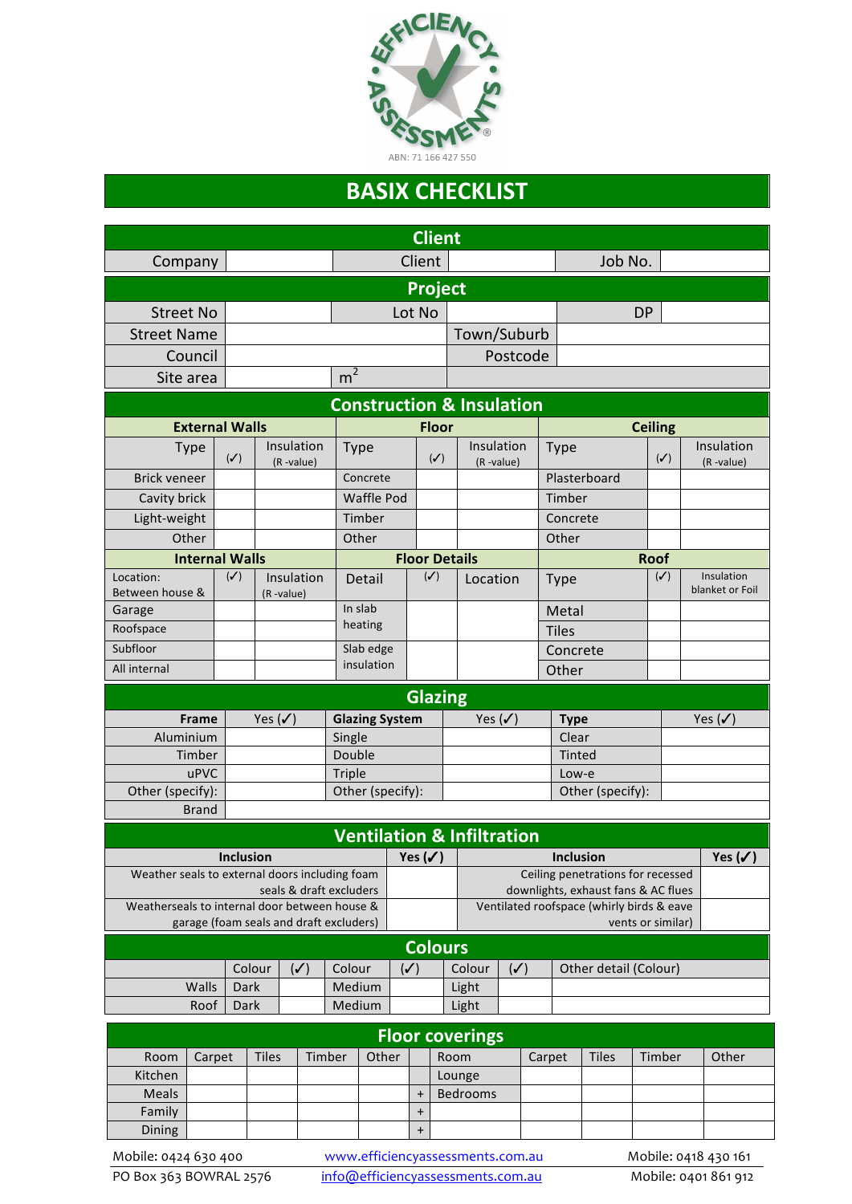ABN: 71 166 427 550

# BASIX CHECKLIST

## Client

| Company | | Client | | Job No. | |
|---|---|---|---|---|---|

## Project

| Street No | | Lot No | | DP | |
|---|---|---|---|---|---|
| Street Name | | | Town/Suburb | | |
| Council | | | Postcode | | |
| Site area | | $m^2$ | | | |

## Construction & Insulation

| External Walls | | | Floor | | | Ceiling | | |
|---|---|---|---|---|---|---|---|---|
| Type | (✓) | Insulation (R -value) | Type | (✓) | Insulation (R -value) | Type | (✓) | Insulation (R -value) |
| Brick veneer | | | Concrete | | | Plasterboard | | |
| Cavity brick | | | Waffle Pod | | | Timber | | |
| Light-weight | | | Timber | | | Concrete | | |
| Other | | | Other | | | Other | | |
| **Internal Walls** | | | **Floor Details** | | | **Roof** | | |
| Location: Between house & | (✓) | Insulation (R -value) | Detail | (✓) | Location | Type | (✓) | Insulation blanket or Foil |
| Garage | | | In slab heating | | | Metal | | |
| Roofspace | | | | | | Tiles | | |
| Subfloor | | | Slab edge insulation | | | Concrete | | |
| All internal | | | | | | Other | | |

## Glazing

| Frame | Yes (✓) | Glazing System | Yes (✓) | Type | Yes (✓) |
|---|---|---|---|---|---|
| Aluminium | | Single | | Clear | |
| Timber | | Double | | Tinted | |
| uPVC | | Triple | | Low-e | |
| Other (specify): | | Other (specify): | | Other (specify): | |
| Brand | | | | | |

## Ventilation & Infiltration

| Inclusion | Yes (✓) | Inclusion | Yes (✓) |
|---|---|---|---|
| Weather seals to external doors including foam seals & draft excluders | | Ceiling penetrations for recessed downlights, exhaust fans & AC flues | |
| Weatherseals to internal door between house & garage (foam seals and draft excluders) | | Ventilated roofspace (whirly birds & eave vents or similar) | |

## Colours

| | Colour | (✓) | Colour | (✓) | Colour | (✓) | Other detail (Colour) |
|---|---|---|---|---|---|---|---|
| Walls | Dark | | Medium | | Light | | |
| Roof | Dark | | Medium | | Light | | |

## Floor coverings

| Room | Carpet | Tiles | Timber | Other | | Room | Carpet | Tiles | Timber | Other |
|---|---|---|---|---|---|---|---|---|---|---|
| Kitchen | | | | | | Lounge | | | | |
| Meals | | | | | + | Bedrooms | | | | |
| Family | | | | | + | | | | | |
| Dining | | | | | + | | | | | |

Mobile: 0424 630 400 | www.efficiencyassessments.com.au | Mobile: 0418 430 161

PO Box 363 BOWRAL 2576 | info@efficiencyassessments.com.au | Mobile: 0401 861 912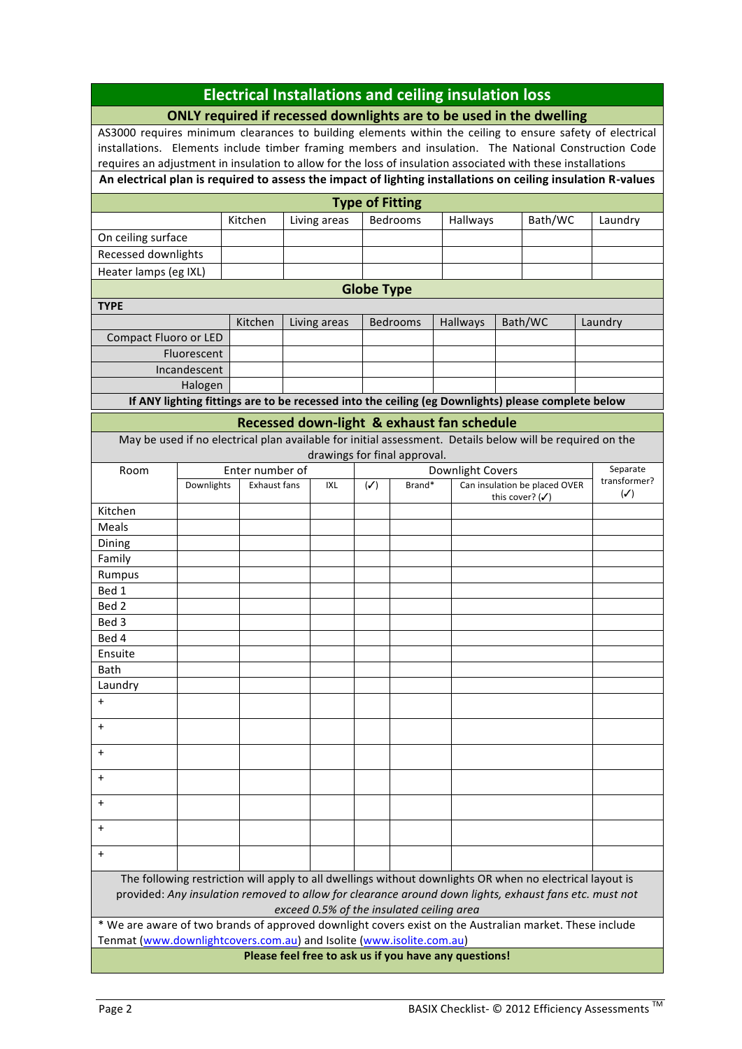# Electrical Installations and ceiling insulation loss

## ONLY required if recessed downlights are to be used in the dwelling

AS3000 requires minimum clearances to building elements within the ceiling to ensure safety of electrical installations. Elements include timber framing members and insulation. The National Construction Code requires an adjustment in insulation to allow for the loss of insulation associated with these installations

**An electrical plan is required to assess the impact of lighting installations on ceiling insulation R-values**

### Type of Fitting

| | Kitchen | Living areas | Bedrooms | Hallways | Bath/WC | Laundry |
|---|---|---|---|---|---|---|
| On ceiling surface | | | | | | |
| Recessed downlights | | | | | | |
| Heater lamps (eg IXL) | | | | | | |

### Globe Type

**TYPE**

| | Kitchen | Living areas | Bedrooms | Hallways | Bath/WC | Laundry |
|---|---|---|---|---|---|---|
| Compact Fluoro or LED | | | | | | |
| Fluorescent | | | | | | |
| Incandescent | | | | | | |
| Halogen | | | | | | |

**If ANY lighting fittings are to be recessed into the ceiling (eg Downlights) please complete below**

### Recessed down-light & exhaust fan schedule

May be used if no electrical plan available for initial assessment. Details below will be required on the drawings for final approval.

| Room | Enter number of | | | Downlight Covers | | | Separate transformer? (✓) |
|---|---|---|---|---|---|---|---|
| | Downlights | Exhaust fans | IXL | (✓) | Brand* | Can insulation be placed OVER this cover? (✓) | |
| Kitchen | | | | | | | |
| Meals | | | | | | | |
| Dining | | | | | | | |
| Family | | | | | | | |
| Rumpus | | | | | | | |
| Bed 1 | | | | | | | |
| Bed 2 | | | | | | | |
| Bed 3 | | | | | | | |
| Bed 4 | | | | | | | |
| Ensuite | | | | | | | |
| Bath | | | | | | | |
| Laundry | | | | | | | |
| + | | | | | | | |
| + | | | | | | | |
| + | | | | | | | |
| + | | | | | | | |
| + | | | | | | | |
| + | | | | | | | |
| + | | | | | | | |

The following restriction will apply to all dwellings without downlights OR when no electrical layout is provided: *Any insulation removed to allow for clearance around down lights, exhaust fans etc. must not exceed 0.5% of the insulated ceiling area*

* We are aware of two brands of approved downlight covers exist on the Australian market. These include Tenmat (www.downlightcovers.com.au) and Isolite (www.isolite.com.au)

**Please feel free to ask us if you have any questions!**